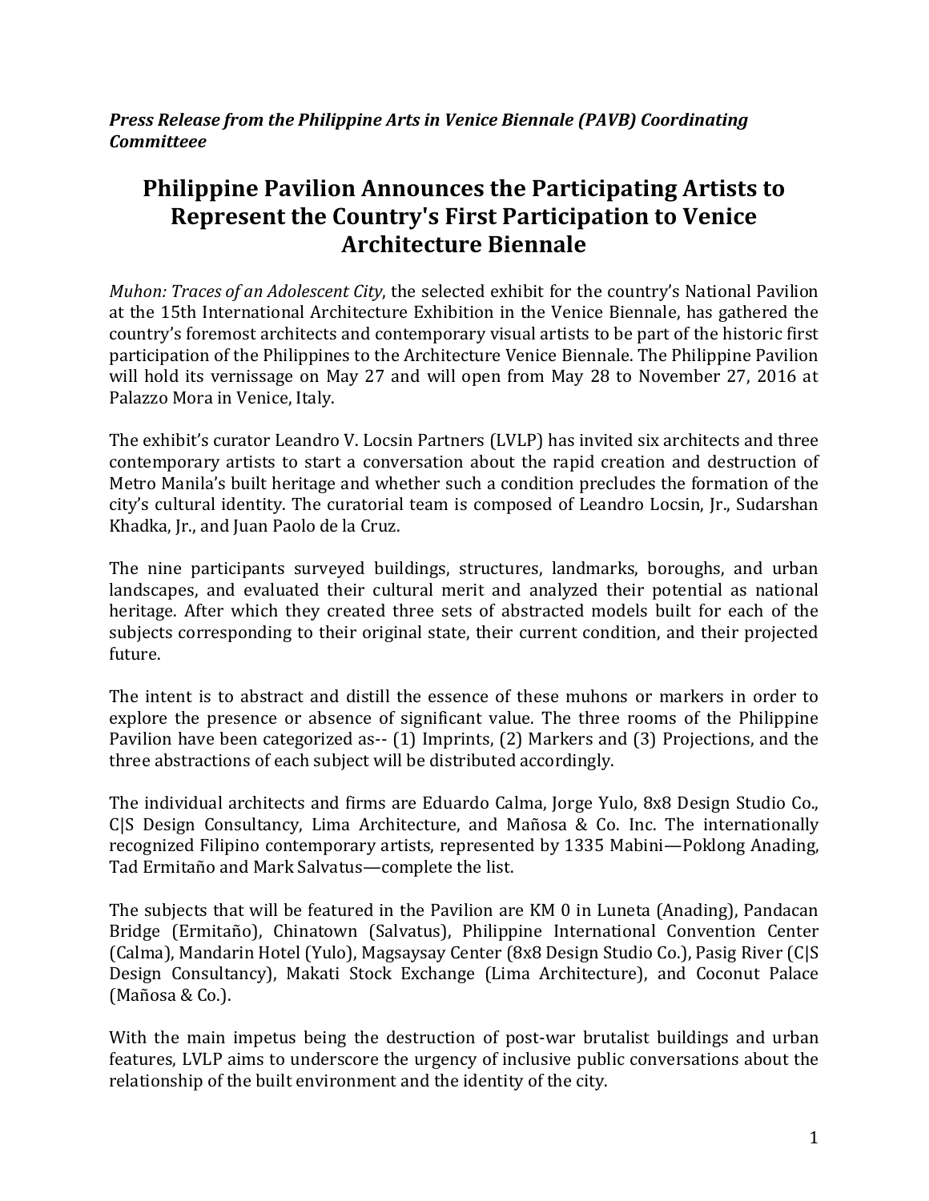***Press Release from the Philippine Arts in Venice Biennale (PAVB) Coordinating Committeee***

# Philippine Pavilion Announces the Participating Artists to Represent the Country's First Participation to Venice Architecture Biennale

*Muhon: Traces of an Adolescent City*, the selected exhibit for the country's National Pavilion at the 15th International Architecture Exhibition in the Venice Biennale, has gathered the country's foremost architects and contemporary visual artists to be part of the historic first participation of the Philippines to the Architecture Venice Biennale. The Philippine Pavilion will hold its vernissage on May 27 and will open from May 28 to November 27, 2016 at Palazzo Mora in Venice, Italy.

The exhibit's curator Leandro V. Locsin Partners (LVLP) has invited six architects and three contemporary artists to start a conversation about the rapid creation and destruction of Metro Manila's built heritage and whether such a condition precludes the formation of the city's cultural identity. The curatorial team is composed of Leandro Locsin, Jr., Sudarshan Khadka, Jr., and Juan Paolo de la Cruz.

The nine participants surveyed buildings, structures, landmarks, boroughs, and urban landscapes, and evaluated their cultural merit and analyzed their potential as national heritage. After which they created three sets of abstracted models built for each of the subjects corresponding to their original state, their current condition, and their projected future.

The intent is to abstract and distill the essence of these muhons or markers in order to explore the presence or absence of significant value. The three rooms of the Philippine Pavilion have been categorized as-- (1) Imprints, (2) Markers and (3) Projections, and the three abstractions of each subject will be distributed accordingly.

The individual architects and firms are Eduardo Calma, Jorge Yulo, 8x8 Design Studio Co., C|S Design Consultancy, Lima Architecture, and Mañosa & Co. Inc. The internationally recognized Filipino contemporary artists, represented by 1335 Mabini—Poklong Anading, Tad Ermitaño and Mark Salvatus—complete the list.

The subjects that will be featured in the Pavilion are KM 0 in Luneta (Anading), Pandacan Bridge (Ermitaño), Chinatown (Salvatus), Philippine International Convention Center (Calma), Mandarin Hotel (Yulo), Magsaysay Center (8x8 Design Studio Co.), Pasig River (C|S Design Consultancy), Makati Stock Exchange (Lima Architecture), and Coconut Palace (Mañosa & Co.).

With the main impetus being the destruction of post-war brutalist buildings and urban features, LVLP aims to underscore the urgency of inclusive public conversations about the relationship of the built environment and the identity of the city.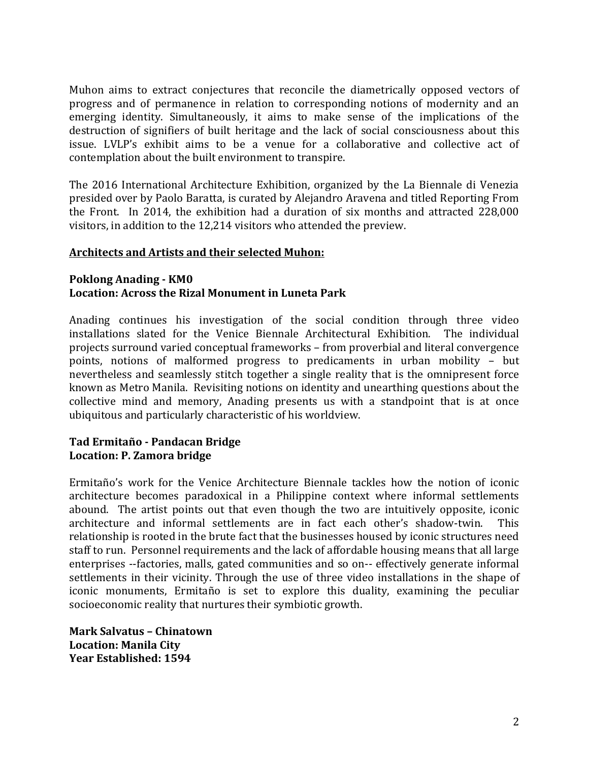Muhon aims to extract conjectures that reconcile the diametrically opposed vectors of progress and of permanence in relation to corresponding notions of modernity and an emerging identity. Simultaneously, it aims to make sense of the implications of the destruction of signifiers of built heritage and the lack of social consciousness about this issue. LVLP's exhibit aims to be a venue for a collaborative and collective act of contemplation about the built environment to transpire.

The 2016 International Architecture Exhibition, organized by the La Biennale di Venezia presided over by Paolo Baratta, is curated by Alejandro Aravena and titled Reporting From the Front. In 2014, the exhibition had a duration of six months and attracted 228,000 visitors, in addition to the 12,214 visitors who attended the preview.

**<u>Architects and Artists and their selected Muhon:</u>**

**Poklong Anading - KM0**
**Location: Across the Rizal Monument in Luneta Park**

Anading continues his investigation of the social condition through three video installations slated for the Venice Biennale Architectural Exhibition. The individual projects surround varied conceptual frameworks – from proverbial and literal convergence points, notions of malformed progress to predicaments in urban mobility – but nevertheless and seamlessly stitch together a single reality that is the omnipresent force known as Metro Manila. Revisiting notions on identity and unearthing questions about the collective mind and memory, Anading presents us with a standpoint that is at once ubiquitous and particularly characteristic of his worldview.

**Tad Ermitaño - Pandacan Bridge**
**Location: P. Zamora bridge**

Ermitaño's work for the Venice Architecture Biennale tackles how the notion of iconic architecture becomes paradoxical in a Philippine context where informal settlements abound. The artist points out that even though the two are intuitively opposite, iconic architecture and informal settlements are in fact each other's shadow-twin. This relationship is rooted in the brute fact that the businesses housed by iconic structures need staff to run. Personnel requirements and the lack of affordable housing means that all large enterprises --factories, malls, gated communities and so on-- effectively generate informal settlements in their vicinity. Through the use of three video installations in the shape of iconic monuments, Ermitaño is set to explore this duality, examining the peculiar socioeconomic reality that nurtures their symbiotic growth.

**Mark Salvatus – Chinatown**
**Location: Manila City**
**Year Established: 1594**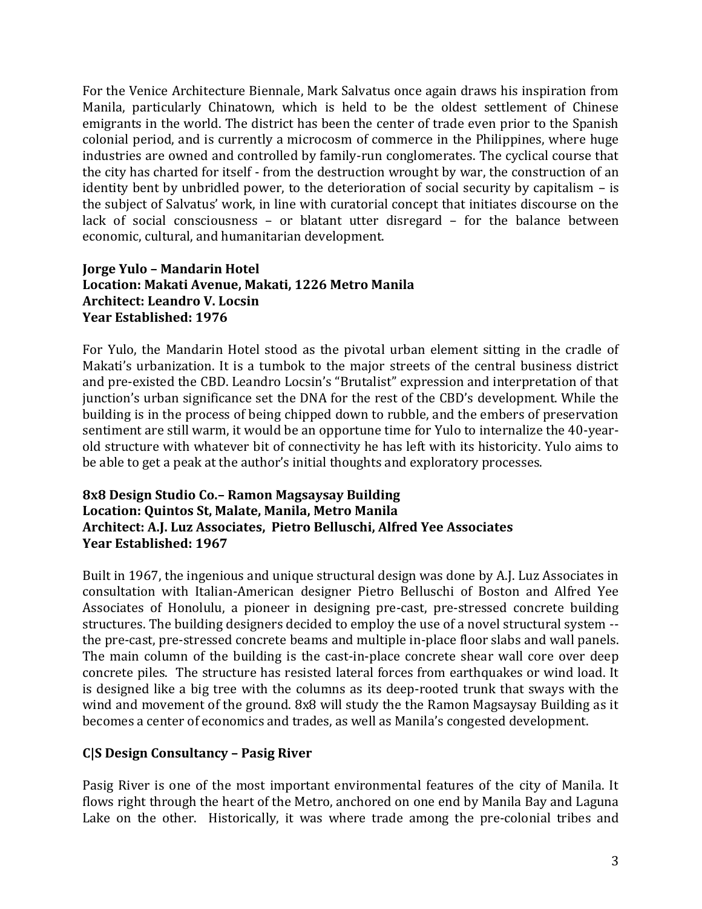For the Venice Architecture Biennale, Mark Salvatus once again draws his inspiration from Manila, particularly Chinatown, which is held to be the oldest settlement of Chinese emigrants in the world. The district has been the center of trade even prior to the Spanish colonial period, and is currently a microcosm of commerce in the Philippines, where huge industries are owned and controlled by family-run conglomerates. The cyclical course that the city has charted for itself - from the destruction wrought by war, the construction of an identity bent by unbridled power, to the deterioration of social security by capitalism – is the subject of Salvatus' work, in line with curatorial concept that initiates discourse on the lack of social consciousness – or blatant utter disregard – for the balance between economic, cultural, and humanitarian development.

**Jorge Yulo – Mandarin Hotel**
**Location: Makati Avenue, Makati, 1226 Metro Manila**
**Architect: Leandro V. Locsin**
**Year Established: 1976**

For Yulo, the Mandarin Hotel stood as the pivotal urban element sitting in the cradle of Makati's urbanization. It is a tumbok to the major streets of the central business district and pre-existed the CBD. Leandro Locsin's "Brutalist" expression and interpretation of that junction's urban significance set the DNA for the rest of the CBD's development. While the building is in the process of being chipped down to rubble, and the embers of preservation sentiment are still warm, it would be an opportune time for Yulo to internalize the 40-year-old structure with whatever bit of connectivity he has left with its historicity. Yulo aims to be able to get a peak at the author's initial thoughts and exploratory processes.

**8x8 Design Studio Co.– Ramon Magsaysay Building**
**Location: Quintos St, Malate, Manila, Metro Manila**
**Architect: A.J. Luz Associates, Pietro Belluschi, Alfred Yee Associates**
**Year Established: 1967**

Built in 1967, the ingenious and unique structural design was done by A.J. Luz Associates in consultation with Italian-American designer Pietro Belluschi of Boston and Alfred Yee Associates of Honolulu, a pioneer in designing pre-cast, pre-stressed concrete building structures. The building designers decided to employ the use of a novel structural system -- the pre-cast, pre-stressed concrete beams and multiple in-place floor slabs and wall panels. The main column of the building is the cast-in-place concrete shear wall core over deep concrete piles. The structure has resisted lateral forces from earthquakes or wind load. It is designed like a big tree with the columns as its deep-rooted trunk that sways with the wind and movement of the ground. 8x8 will study the the Ramon Magsaysay Building as it becomes a center of economics and trades, as well as Manila's congested development.

**C|S Design Consultancy – Pasig River**

Pasig River is one of the most important environmental features of the city of Manila. It flows right through the heart of the Metro, anchored on one end by Manila Bay and Laguna Lake on the other. Historically, it was where trade among the pre-colonial tribes and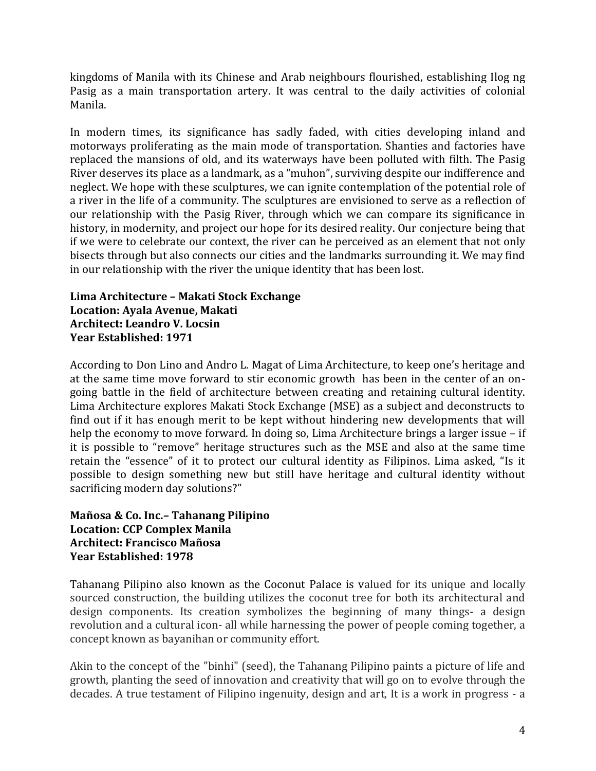kingdoms of Manila with its Chinese and Arab neighbours flourished, establishing Ilog ng Pasig as a main transportation artery. It was central to the daily activities of colonial Manila.

In modern times, its significance has sadly faded, with cities developing inland and motorways proliferating as the main mode of transportation. Shanties and factories have replaced the mansions of old, and its waterways have been polluted with filth. The Pasig River deserves its place as a landmark, as a "muhon", surviving despite our indifference and neglect. We hope with these sculptures, we can ignite contemplation of the potential role of a river in the life of a community. The sculptures are envisioned to serve as a reflection of our relationship with the Pasig River, through which we can compare its significance in history, in modernity, and project our hope for its desired reality. Our conjecture being that if we were to celebrate our context, the river can be perceived as an element that not only bisects through but also connects our cities and the landmarks surrounding it. We may find in our relationship with the river the unique identity that has been lost.

**Lima Architecture – Makati Stock Exchange**
**Location: Ayala Avenue, Makati**
**Architect: Leandro V. Locsin**
**Year Established: 1971**

According to Don Lino and Andro L. Magat of Lima Architecture, to keep one's heritage and at the same time move forward to stir economic growth has been in the center of an on-going battle in the field of architecture between creating and retaining cultural identity. Lima Architecture explores Makati Stock Exchange (MSE) as a subject and deconstructs to find out if it has enough merit to be kept without hindering new developments that will help the economy to move forward. In doing so, Lima Architecture brings a larger issue – if it is possible to "remove" heritage structures such as the MSE and also at the same time retain the "essence" of it to protect our cultural identity as Filipinos. Lima asked, "Is it possible to design something new but still have heritage and cultural identity without sacrificing modern day solutions?"

**Mañosa & Co. Inc.– Tahanang Pilipino**
**Location: CCP Complex Manila**
**Architect: Francisco Mañosa**
**Year Established: 1978**

Tahanang Pilipino also known as the Coconut Palace is valued for its unique and locally sourced construction, the building utilizes the coconut tree for both its architectural and design components. Its creation symbolizes the beginning of many things- a design revolution and a cultural icon- all while harnessing the power of people coming together, a concept known as bayanihan or community effort.

Akin to the concept of the "binhi" (seed), the Tahanang Pilipino paints a picture of life and growth, planting the seed of innovation and creativity that will go on to evolve through the decades. A true testament of Filipino ingenuity, design and art, It is a work in progress - a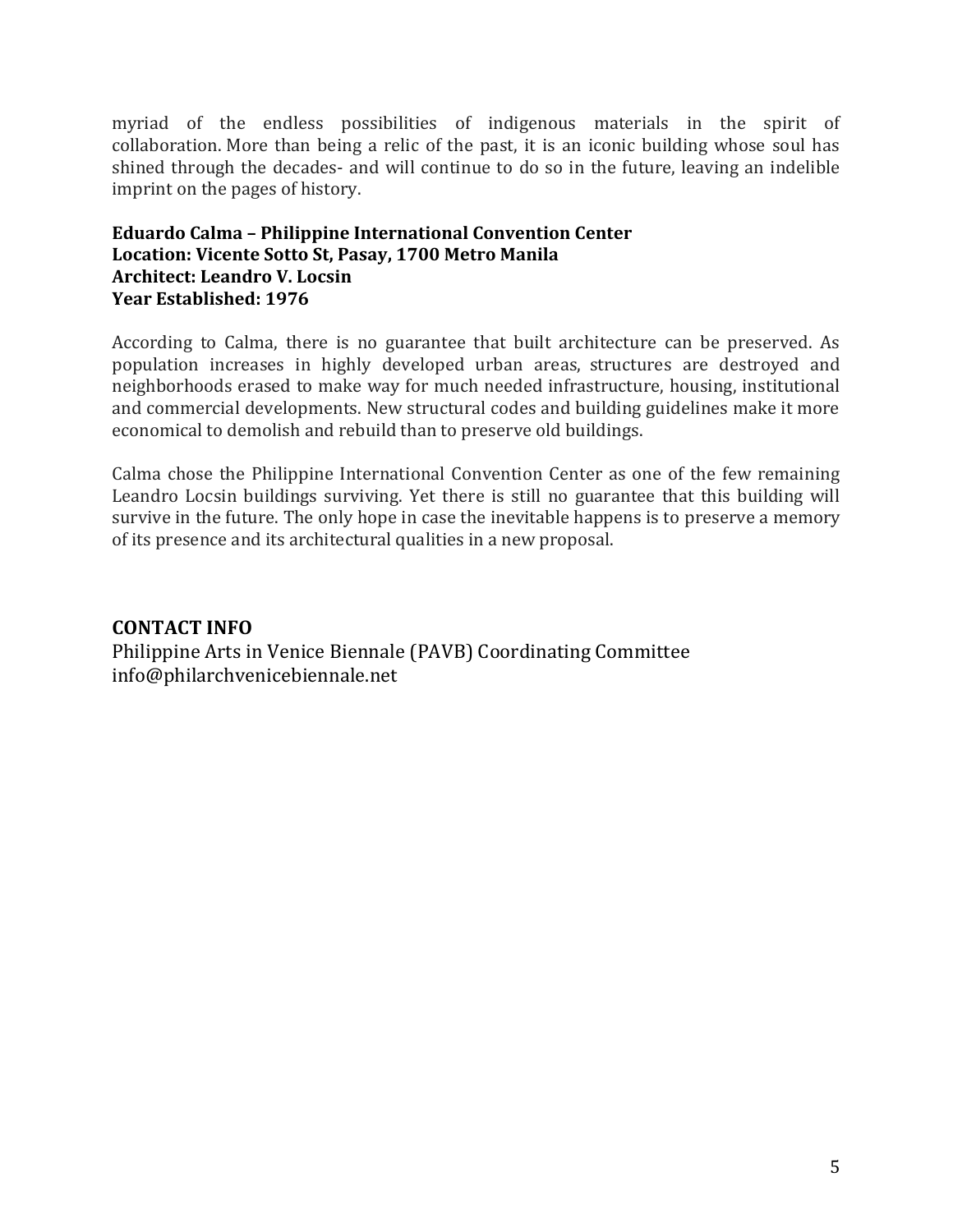myriad of the endless possibilities of indigenous materials in the spirit of collaboration. More than being a relic of the past, it is an iconic building whose soul has shined through the decades- and will continue to do so in the future, leaving an indelible imprint on the pages of history.

**Eduardo Calma – Philippine International Convention Center**
**Location: Vicente Sotto St, Pasay, 1700 Metro Manila**
**Architect: Leandro V. Locsin**
**Year Established: 1976**

According to Calma, there is no guarantee that built architecture can be preserved. As population increases in highly developed urban areas, structures are destroyed and neighborhoods erased to make way for much needed infrastructure, housing, institutional and commercial developments. New structural codes and building guidelines make it more economical to demolish and rebuild than to preserve old buildings.

Calma chose the Philippine International Convention Center as one of the few remaining Leandro Locsin buildings surviving. Yet there is still no guarantee that this building will survive in the future. The only hope in case the inevitable happens is to preserve a memory of its presence and its architectural qualities in a new proposal.

## CONTACT INFO

Philippine Arts in Venice Biennale (PAVB) Coordinating Committee
info@philarchvenicebiennale.net